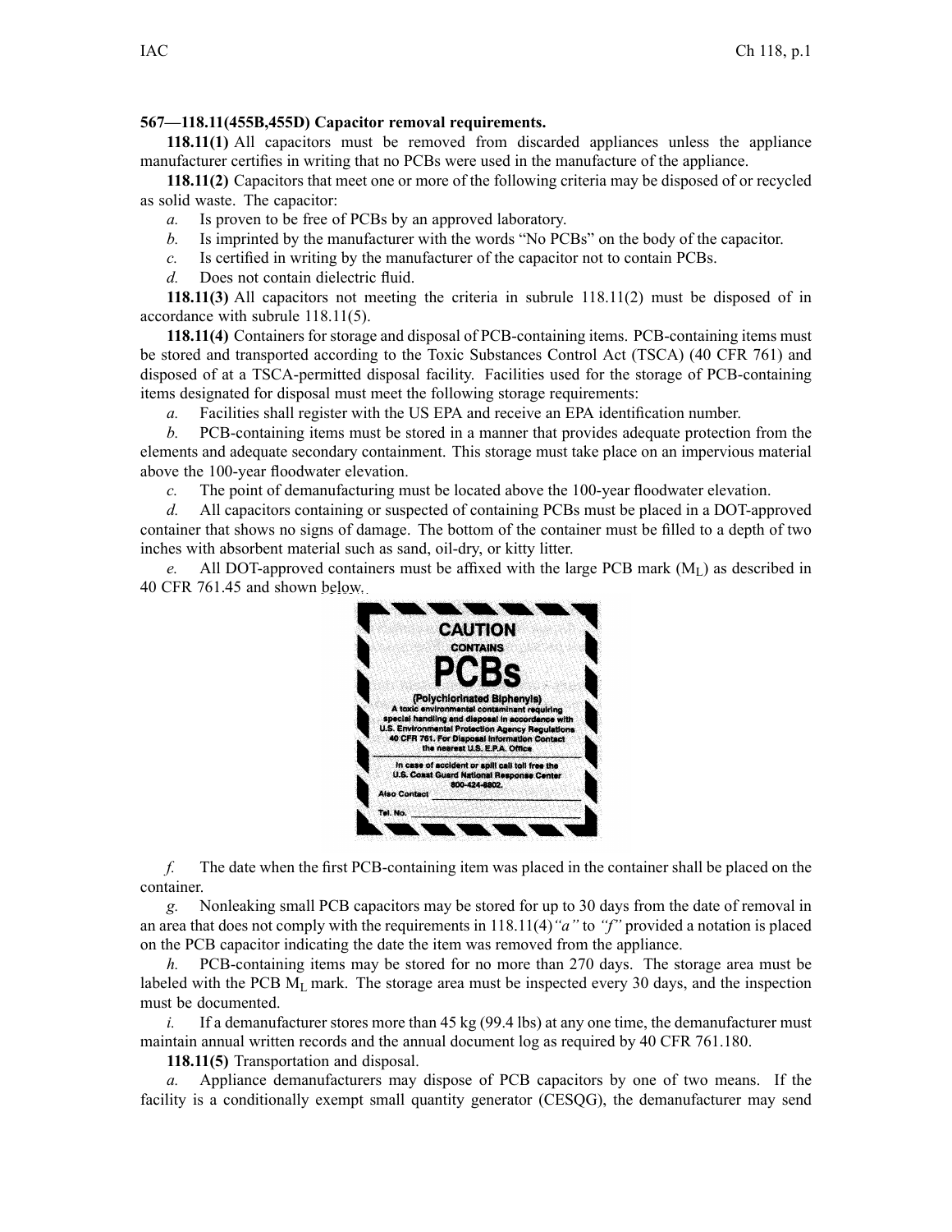**567—118.11(455B,455D) Capacitor removal requirements.**

**118.11(1)** All capacitors must be removed from discarded appliances unless the appliance manufacturer certifies in writing that no PCBs were used in the manufacture of the appliance.

**118.11(2)** Capacitors that meet one or more of the following criteria may be disposed of or recycled as solid waste. The capacitor:

*a.* Is proven to be free of PCBs by an approved laboratory.

*b.* Is imprinted by the manufacturer with the words "No PCBs" on the body of the capacitor.

*c.* Is certified in writing by the manufacturer of the capacitor not to contain PCBs.

*d.* Does not contain dielectric fluid.

**118.11(3)** All capacitors not meeting the criteria in subrule 118.11(2) must be disposed of in accordance with subrule 118.11(5).

**118.11(4)** Containers for storage and disposal of PCB-containing items. PCB-containing items must be stored and transported according to the Toxic Substances Control Act (TSCA) (40 CFR 761) and disposed of at a TSCA-permitted disposal facility. Facilities used for the storage of PCB-containing items designated for disposal must meet the following storage requirements:

*a.* Facilities shall register with the US EPA and receive an EPA identification number.

*b.* PCB-containing items must be stored in a manner that provides adequate protection from the elements and adequate secondary containment. This storage must take place on an impervious material above the 100-year floodwater elevation.

*c.* The point of demanufacturing must be located above the 100-year floodwater elevation.

*d.* All capacitors containing or suspected of containing PCBs must be placed in a DOT-approved container that shows no signs of damage. The bottom of the container must be filled to a depth of two inches with absorbent material such as sand, oil-dry, or kitty litter.

*e.* All DOT-approved containers must be affixed with the large PCB mark ($M_L$) as described in 40 CFR 761.45 and shown below.

CAUTION
CONTAINS
PCBs
(Polychlorinated Biphenyls)
A toxic environmental contaminant requiring special handling and disposal in accordance with U.S. Environmental Protection Agency Regulations 40 CFR 761. For Disposal Information Contact the nearest U.S. E.P.A. Office

In case of accident or spill call toll free the U.S. Coast Guard National Response Center 800-424-8802.
Also Contact ____________
Tel. No. ____________

*f.* The date when the first PCB-containing item was placed in the container shall be placed on the container.

*g.* Nonleaking small PCB capacitors may be stored for up to 30 days from the date of removal in an area that does not comply with the requirements in 118.11(4)*"a"* to *"f"* provided a notation is placed on the PCB capacitor indicating the date the item was removed from the appliance.

*h.* PCB-containing items may be stored for no more than 270 days. The storage area must be labeled with the PCB $M_L$ mark. The storage area must be inspected every 30 days, and the inspection must be documented.

*i.* If a demanufacturer stores more than 45 kg (99.4 lbs) at any one time, the demanufacturer must maintain annual written records and the annual document log as required by 40 CFR 761.180.

**118.11(5)** Transportation and disposal.

*a.* Appliance demanufacturers may dispose of PCB capacitors by one of two means. If the facility is a conditionally exempt small quantity generator (CESQG), the demanufacturer may send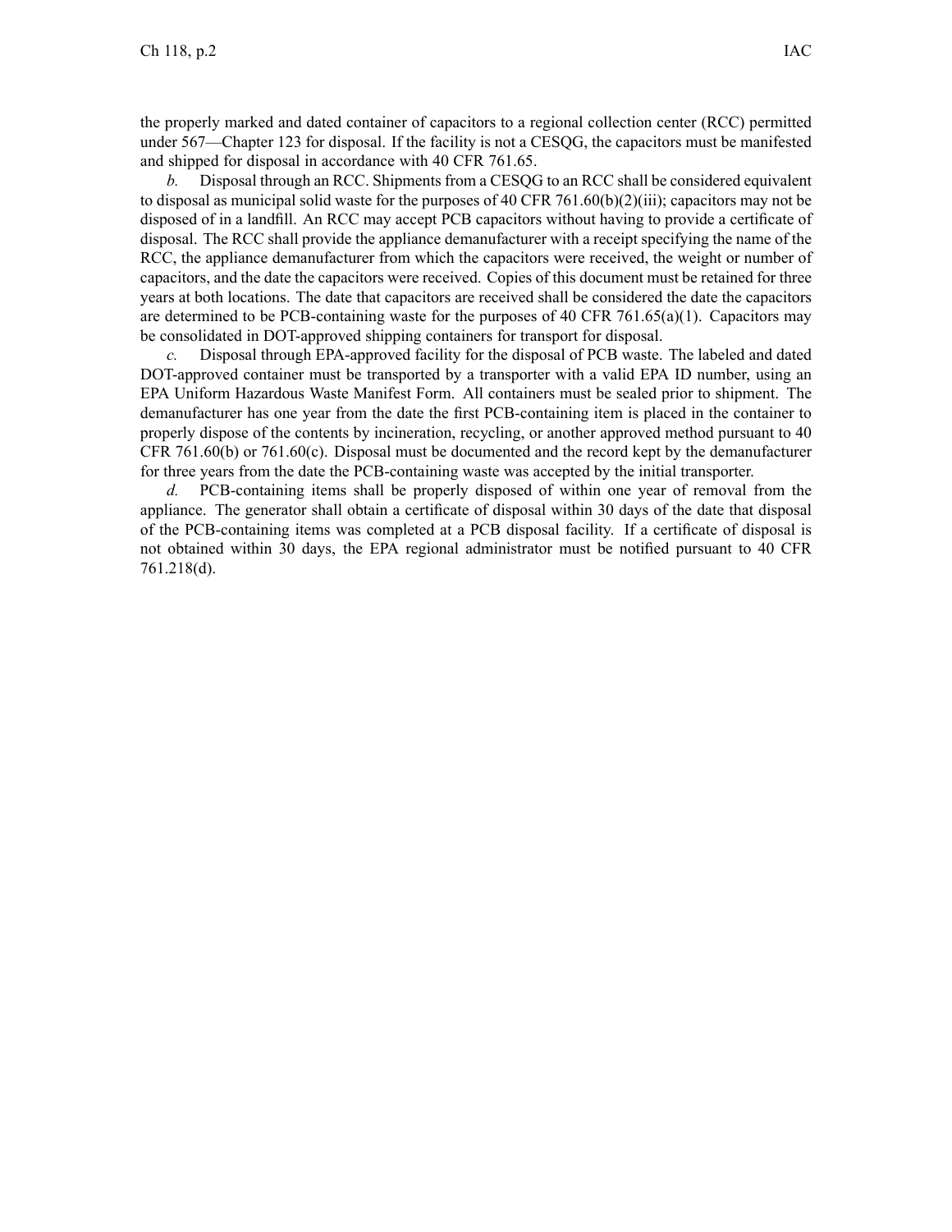the properly marked and dated container of capacitors to a regional collection center (RCC) permitted under 567—Chapter 123 for disposal. If the facility is not a CESQG, the capacitors must be manifested and shipped for disposal in accordance with 40 CFR 761.65.

*b.* Disposal through an RCC. Shipments from a CESQG to an RCC shall be considered equivalent to disposal as municipal solid waste for the purposes of 40 CFR 761.60(b)(2)(iii); capacitors may not be disposed of in a landfill. An RCC may accept PCB capacitors without having to provide a certificate of disposal. The RCC shall provide the appliance demanufacturer with a receipt specifying the name of the RCC, the appliance demanufacturer from which the capacitors were received, the weight or number of capacitors, and the date the capacitors were received. Copies of this document must be retained for three years at both locations. The date that capacitors are received shall be considered the date the capacitors are determined to be PCB-containing waste for the purposes of 40 CFR 761.65(a)(1). Capacitors may be consolidated in DOT-approved shipping containers for transport for disposal.

*c.* Disposal through EPA-approved facility for the disposal of PCB waste. The labeled and dated DOT-approved container must be transported by a transporter with a valid EPA ID number, using an EPA Uniform Hazardous Waste Manifest Form. All containers must be sealed prior to shipment. The demanufacturer has one year from the date the first PCB-containing item is placed in the container to properly dispose of the contents by incineration, recycling, or another approved method pursuant to 40 CFR 761.60(b) or 761.60(c). Disposal must be documented and the record kept by the demanufacturer for three years from the date the PCB-containing waste was accepted by the initial transporter.

*d.* PCB-containing items shall be properly disposed of within one year of removal from the appliance. The generator shall obtain a certificate of disposal within 30 days of the date that disposal of the PCB-containing items was completed at a PCB disposal facility. If a certificate of disposal is not obtained within 30 days, the EPA regional administrator must be notified pursuant to 40 CFR 761.218(d).